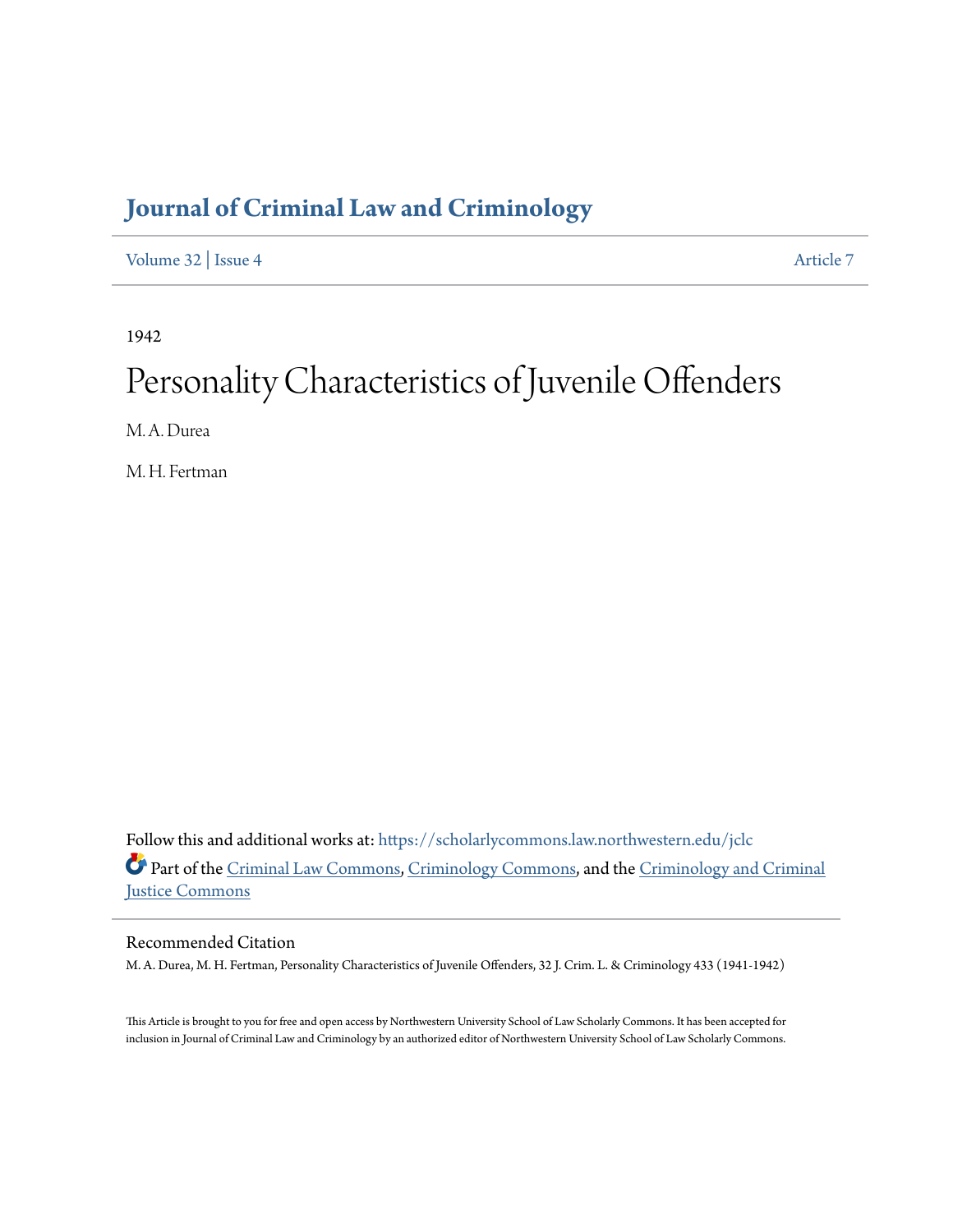# Journal of Criminal Law and Criminology

Volume 32 | Issue 4 Article 7

1942

# Personality Characteristics of Juvenile Offenders

M. A. Durea

M. H. Fertman

Follow this and additional works at: https://scholarlycommons.law.northwestern.edu/jclc

Part of the Criminal Law Commons, Criminology Commons, and the Criminology and Criminal Justice Commons

## Recommended Citation

M. A. Durea, M. H. Fertman, Personality Characteristics of Juvenile Offenders, 32 J. Crim. L. & Criminology 433 (1941-1942)

This Article is brought to you for free and open access by Northwestern University School of Law Scholarly Commons. It has been accepted for inclusion in Journal of Criminal Law and Criminology by an authorized editor of Northwestern University School of Law Scholarly Commons.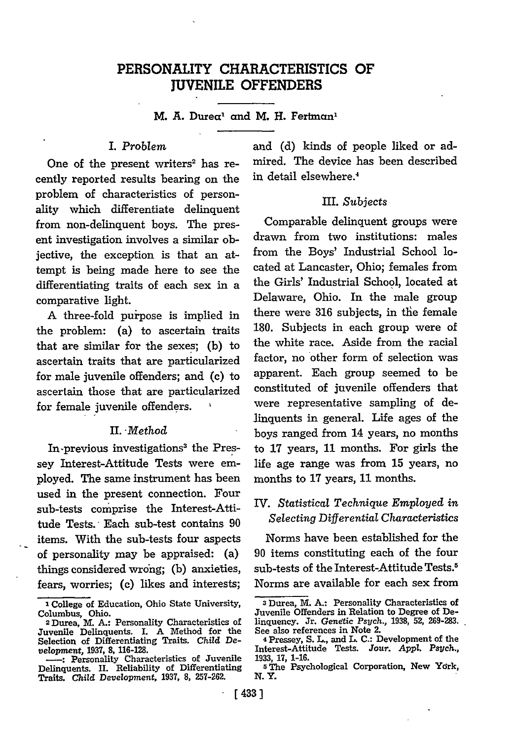# PERSONALITY CHARACTERISTICS OF JUVENILE OFFENDERS

M. A. Durea[1] and M. H. Fertman[1]

## I. *Problem*

One of the present writers[2] has recently reported results bearing on the problem of characteristics of personality which differentiate delinquent from non-delinquent boys. The present investigation involves a similar objective, the exception is that an attempt is being made here to see the differentiating traits of each sex in a comparative light.

A three-fold purpose is implied in the problem: (a) to ascertain traits that are similar for the sexes; (b) to ascertain traits that are particularized for male juvenile offenders; and (c) to ascertain those that are particularized for female juvenile offenders.

## II. *Method*

In previous investigations[3] the Pressey Interest-Attitude Tests were employed. The same instrument has been used in the present connection. Four sub-tests comprise the Interest-Attitude Tests. Each sub-test contains 90 items. With the sub-tests four aspects of personality may be appraised: (a) things considered wrong; (b) anxieties, fears, worries; (c) likes and interests; and (d) kinds of people liked or admired. The device has been described in detail elsewhere.[4]

## III. *Subjects*

Comparable delinquent groups were drawn from two institutions: males from the Boys' Industrial School located at Lancaster, Ohio; females from the Girls' Industrial School, located at Delaware, Ohio. In the male group there were 316 subjects, in the female 180. Subjects in each group were of the white race. Aside from the racial factor, no other form of selection was apparent. Each group seemed to be constituted of juvenile offenders that were representative sampling of delinquents in general. Life ages of the boys ranged from 14 years, no months to 17 years, 11 months. For girls the life age range was from 15 years, no months to 17 years, 11 months.

## IV. *Statistical Technique Employed in Selecting Differential Characteristics*

Norms have been established for the 90 items constituting each of the four sub-tests of the Interest-Attitude Tests.[5] Norms are available for each sex from

---

[1] College of Education, Ohio State University, Columbus, Ohio.

[2] Durea, M. A.: Personality Characteristics of Juvenile Delinquents. I. A Method for the Selection of Differentiating Traits. *Child Development*, 1937, 8, 116-128.

——: Personality Characteristics of Juvenile Delinquents. II. Reliability of Differentiating Traits. *Child Development*, 1937, 8, 257-262.

[3] Durea, M. A.: Personality Characteristics of Juvenile Offenders in Relation to Degree of Delinquency. Jr. *Genetic Psych.*, 1938, 52, 269-283. See also references in Note 2.

[4] Pressey, S. L., and L. C.: Development of the Interest-Attitude Tests. *Jour. Appl. Psych.*, 1933, 17, 1-16.

[5] The Psychological Corporation, New York, N. Y.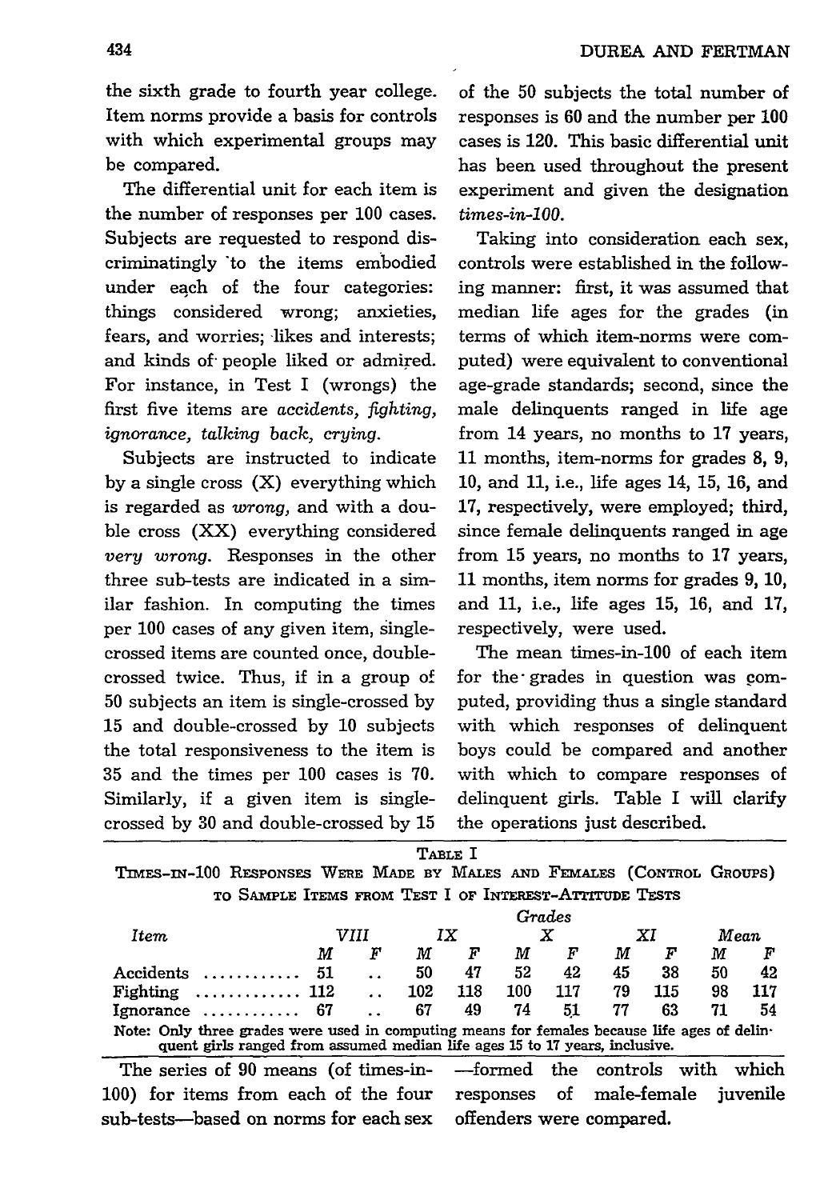the sixth grade to fourth year college. Item norms provide a basis for controls with which experimental groups may be compared.

The differential unit for each item is the number of responses per 100 cases. Subjects are requested to respond discriminatingly to the items embodied under each of the four categories: things considered wrong; anxieties, fears, and worries; likes and interests; and kinds of people liked or admired. For instance, in Test I (wrongs) the first five items are *accidents, fighting, ignorance, talking back, crying*.

Subjects are instructed to indicate by a single cross (X) everything which is regarded as *wrong*, and with a double cross (XX) everything considered *very wrong*. Responses in the other three sub-tests are indicated in a similar fashion. In computing the times per 100 cases of any given item, single-crossed items are counted once, double-crossed twice. Thus, if in a group of 50 subjects an item is single-crossed by 15 and double-crossed by 10 subjects the total responsiveness to the item is 35 and the times per 100 cases is 70. Similarly, if a given item is single-crossed by 30 and double-crossed by 15 of the 50 subjects the total number of responses is 60 and the number per 100 cases is 120. This basic differential unit has been used throughout the present experiment and given the designation *times-in-100*.

Taking into consideration each sex, controls were established in the following manner: first, it was assumed that median life ages for the grades (in terms of which item-norms were computed) were equivalent to conventional age-grade standards; second, since the male delinquents ranged in life age from 14 years, no months to 17 years, 11 months, item-norms for grades 8, 9, 10, and 11, i.e., life ages 14, 15, 16, and 17, respectively, were employed; third, since female delinquents ranged in age from 15 years, no months to 17 years, 11 months, item norms for grades 9, 10, and 11, i.e., life ages 15, 16, and 17, respectively, were used.

The mean times-in-100 of each item for the grades in question was computed, providing thus a single standard with which responses of delinquent boys could be compared and another with which to compare responses of delinquent girls. Table I will clarify the operations just described.

TABLE I

TIMES-IN-100 RESPONSES WERE MADE BY MALES AND FEMALES (CONTROL GROUPS) TO SAMPLE ITEMS FROM TEST I OF INTEREST-ATTITUDE TESTS

| Item | Grades VIII | | IX | | X | | XI | | Mean | |
|---|---|---|---|---|---|---|---|---|---|---|
| | M | F | M | F | M | F | M | F | M | F |
| Accidents | 51 | .. | 50 | 47 | 52 | 42 | 45 | 38 | 50 | 42 |
| Fighting | 112 | .. | 102 | 118 | 100 | 117 | 79 | 115 | 98 | 117 |
| Ignorance | 67 | .. | 67 | 49 | 74 | 51 | 77 | 63 | 71 | 54 |

Note: Only three grades were used in computing means for females because life ages of delinquent girls ranged from assumed median life ages 15 to 17 years, inclusive.

The series of 90 means (of times-in-100) for items from each of the four sub-tests—based on norms for each sex—formed the controls with which responses of male-female juvenile offenders were compared.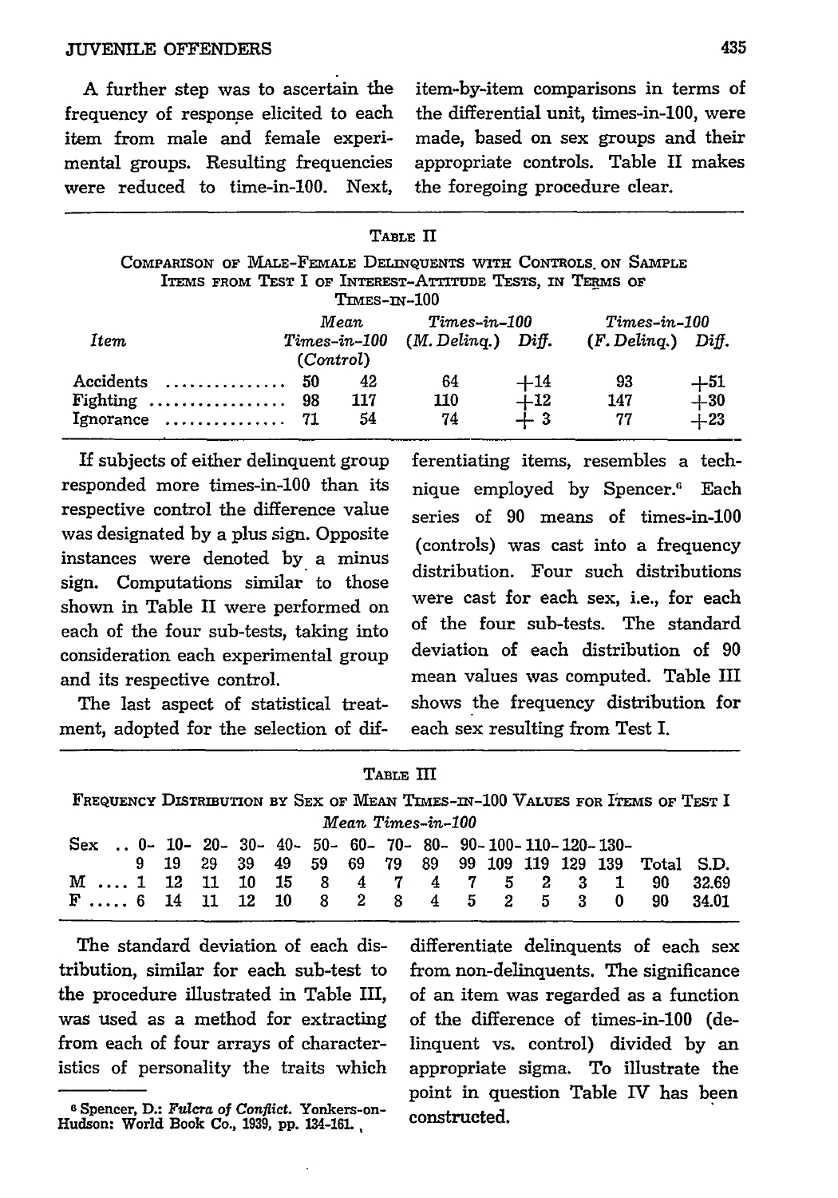A further step was to ascertain the frequency of response elicited to each item from male and female experimental groups. Resulting frequencies were reduced to time-in-100. Next, item-by-item comparisons in terms of the differential unit, times-in-100, were made, based on sex groups and their appropriate controls. Table II makes the foregoing procedure clear.

TABLE II

COMPARISON OF MALE-FEMALE DELINQUENTS WITH CONTROLS ON SAMPLE ITEMS FROM TEST I OF INTEREST-ATTITUDE TESTS, IN TERMS OF TIMES-IN-100

| Item | Mean Times-in-100 (Control) | | Times-in-100 (M. Delinq.) | Diff. | Times-in-100 (F. Delinq.) | Diff. |
|---|---|---|---|---|---|---|
| Accidents | 50 | 42 | 64 | +14 | 93 | +51 |
| Fighting | 98 | 117 | 110 | +12 | 147 | +30 |
| Ignorance | 71 | 54 | 74 | + 3 | 77 | +23 |

If subjects of either delinquent group responded more times-in-100 than its respective control the difference value was designated by a plus sign. Opposite instances were denoted by a minus sign. Computations similar to those shown in Table II were performed on each of the four sub-tests, taking into consideration each experimental group and its respective control.

The last aspect of statistical treatment, adopted for the selection of differentiating items, resembles a technique employed by Spencer.[6] Each series of 90 means of times-in-100 (controls) was cast into a frequency distribution. Four such distributions were cast for each sex, i.e., for each of the four sub-tests. The standard deviation of each distribution of 90 mean values was computed. Table III shows the frequency distribution for each sex resulting from Test I.

TABLE III

FREQUENCY DISTRIBUTION BY SEX OF MEAN TIMES-IN-100 VALUES FOR ITEMS OF TEST I

*Mean Times-in-100*

| Sex | 0-9 | 10-19 | 20-29 | 30-39 | 40-49 | 50-59 | 60-69 | 70-79 | 80-89 | 90-99 | 100-109 | 110-119 | 120-129 | 130-139 | Total | S.D. |
|---|---|---|---|---|---|---|---|---|---|---|---|---|---|---|---|---|
| M | 1 | 12 | 11 | 10 | 15 | 8 | 4 | 7 | 4 | 7 | 5 | 2 | 3 | 1 | 90 | 32.69 |
| F | 6 | 14 | 11 | 12 | 10 | 8 | 2 | 8 | 4 | 5 | 2 | 5 | 3 | 0 | 90 | 34.01 |

The standard deviation of each distribution, similar for each sub-test to the procedure illustrated in Table III, was used as a method for extracting from each of four arrays of characteristics of personality the traits which differentiate delinquents of each sex from non-delinquents. The significance of an item was regarded as a function of the difference of times-in-100 (delinquent vs. control) divided by an appropriate sigma. To illustrate the point in question Table IV has been constructed.

[6] Spencer, D.: *Fulcra of Conflict.* Yonkers-on-Hudson: World Book Co., 1939, pp. 134-161.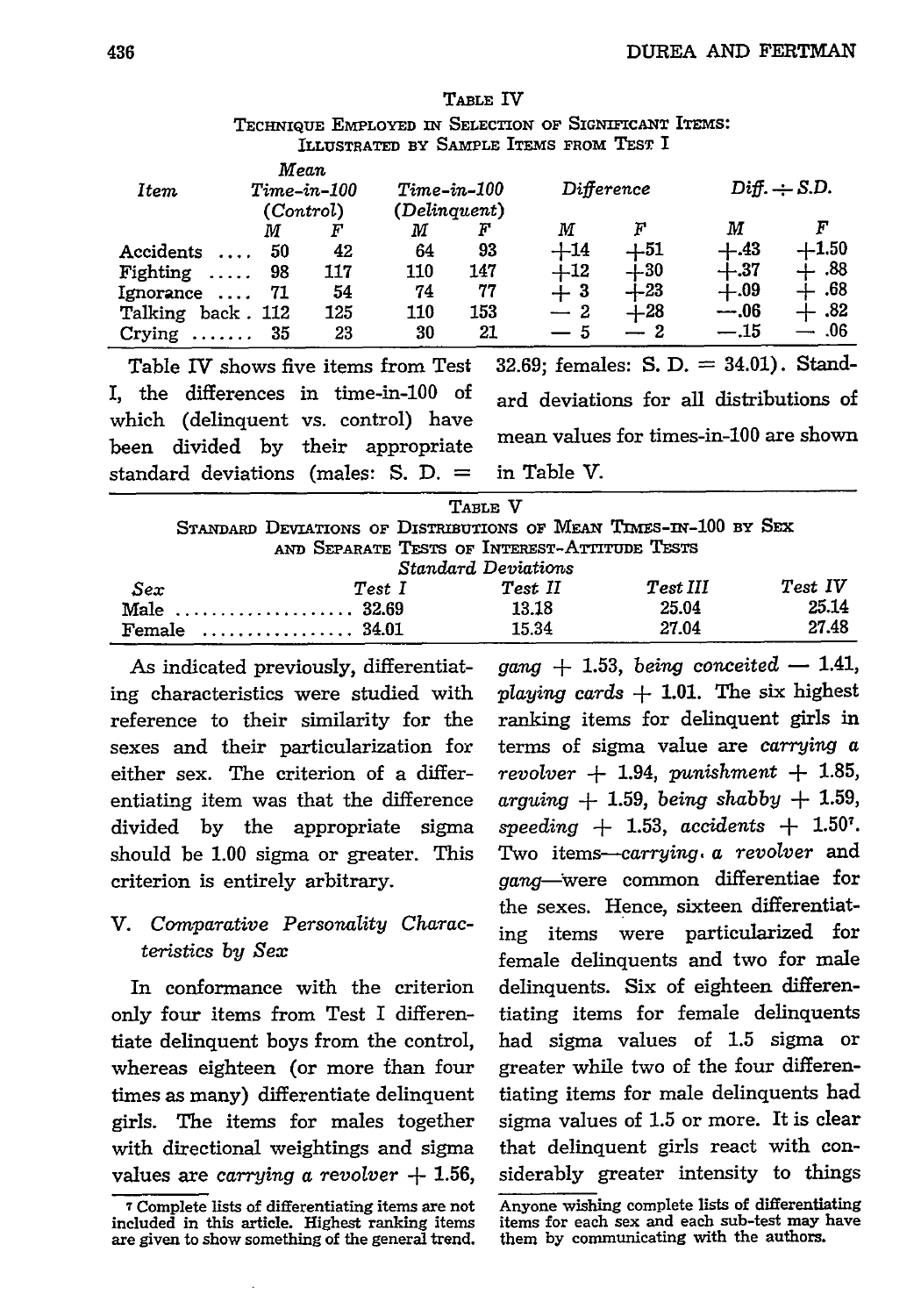Table IV

Technique Employed in Selection of Significant Items: Illustrated by Sample Items from Test I

| Item | Mean Time-in-100 (Control) | | Time-in-100 (Delinquent) | | Difference | | Diff. ÷ S.D. | |
|---|---|---|---|---|---|---|---|---|
| | M | F | M | F | M | F | M | F |
| Accidents .... | 50 | 42 | 64 | 93 | +14 | +51 | +.43 | +1.50 |
| Fighting ..... | 98 | 117 | 110 | 147 | +12 | +30 | +.37 | + .88 |
| Ignorance .... | 71 | 54 | 74 | 77 | + 3 | +23 | +.09 | + .68 |
| Talking back . | 112 | 125 | 110 | 153 | − 2 | +28 | −.06 | + .82 |
| Crying ....... | 35 | 23 | 30 | 21 | − 5 | − 2 | −.15 | − .06 |

Table IV shows five items from Test I, the differences in time-in-100 of which (delinquent vs. control) have been divided by their appropriate standard deviations (males: S. D. = 32.69; females: S. D. = 34.01). Standard deviations for all distributions of mean values for times-in-100 are shown in Table V.

Table V

Standard Deviations of Distributions of Mean Times-in-100 by Sex and Separate Tests of Interest-Attitude Tests

| Sex | Standard Deviations | | | |
|---|---|---|---|---|
| | Test I | Test II | Test III | Test IV |
| Male .................... | 32.69 | 13.18 | 25.04 | 25.14 |
| Female ................. | 34.01 | 15.34 | 27.04 | 27.48 |

As indicated previously, differentiating characteristics were studied with reference to their similarity for the sexes and their particularization for either sex. The criterion of a differentiating item was that the difference divided by the appropriate sigma should be 1.00 sigma or greater. This criterion is entirely arbitrary.

## V. *Comparative Personality Characteristics by Sex*

In conformance with the criterion only four items from Test I differentiate delinquent boys from the control, whereas eighteen (or more than four times as many) differentiate delinquent girls. The items for males together with directional weightings and sigma values are *carrying a revolver* + 1.56, *gang* + 1.53, *being conceited* − 1.41, *playing cards* + 1.01. The six highest ranking items for delinquent girls in terms of sigma value are *carrying a revolver* + 1.94, *punishment* + 1.85, *arguing* + 1.59, *being shabby* + 1.59, *speeding* + 1.53, *accidents* + 1.50[7]. Two items—*carrying a revolver* and *gang*—were common differentiae for the sexes. Hence, sixteen differentiating items were particularized for female delinquents and two for male delinquents. Six of eighteen differentiating items for female delinquents had sigma values of 1.5 sigma or greater while two of the four differentiating items for male delinquents had sigma values of 1.5 or more. It is clear that delinquent girls react with considerably greater intensity to things

[7] Complete lists of differentiating items are not included in this article. Highest ranking items are given to show something of the general trend. Anyone wishing complete lists of differentiating items for each sex and each sub-test may have them by communicating with the authors.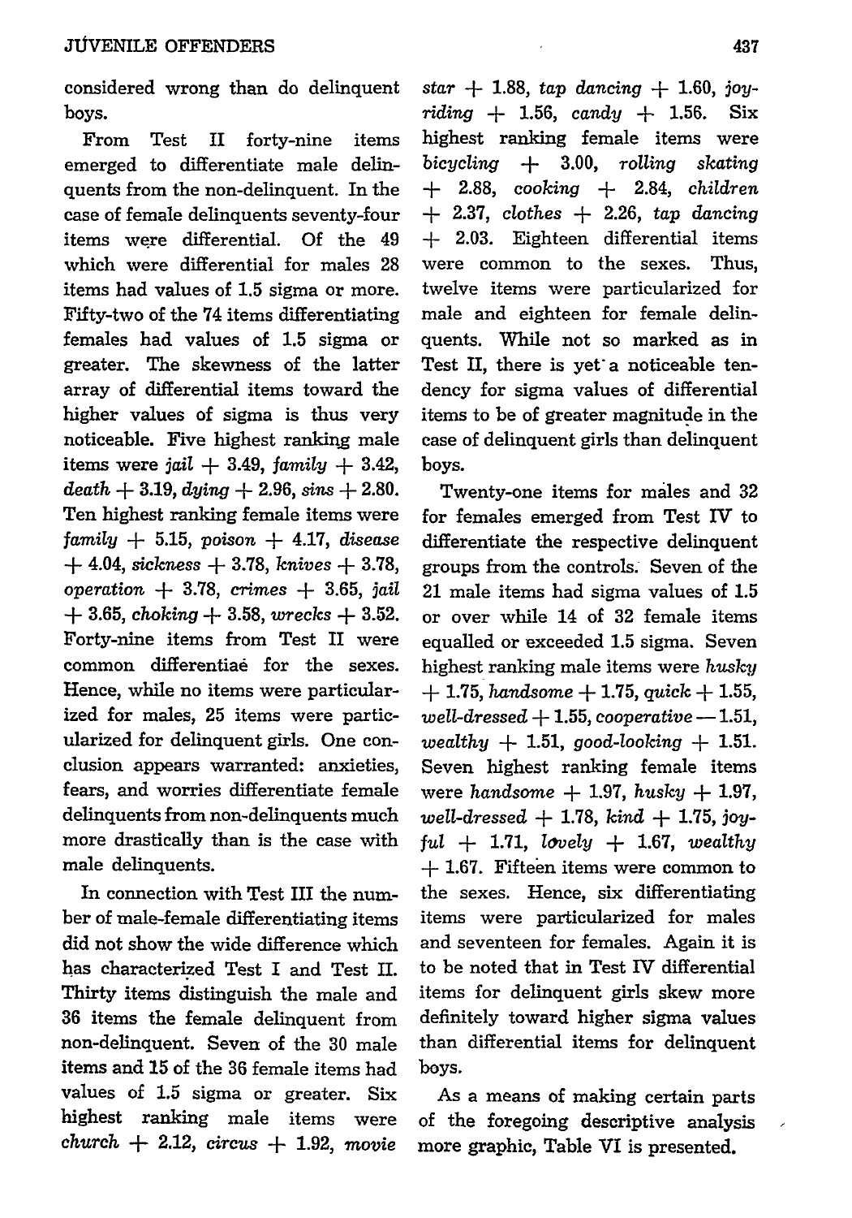considered wrong than do delinquent boys.

From Test II forty-nine items emerged to differentiate male delinquents from the non-delinquent. In the case of female delinquents seventy-four items were differential. Of the 49 which were differential for males 28 items had values of 1.5 sigma or more. Fifty-two of the 74 items differentiating females had values of 1.5 sigma or greater. The skewness of the latter array of differential items toward the higher values of sigma is thus very noticeable. Five highest ranking male items were *jail* + 3.49, *family* + 3.42, *death* + 3.19, *dying* + 2.96, *sins* + 2.80. Ten highest ranking female items were *family* + 5.15, *poison* + 4.17, *disease* + 4.04, *sickness* + 3.78, *knives* + 3.78, *operation* + 3.78, *crimes* + 3.65, *jail* + 3.65, *choking* + 3.58, *wrecks* + 3.52. Forty-nine items from Test II were common differentiae for the sexes. Hence, while no items were particularized for males, 25 items were particularized for delinquent girls. One conclusion appears warranted: anxieties, fears, and worries differentiate female delinquents from non-delinquents much more drastically than is the case with male delinquents.

In connection with Test III the number of male-female differentiating items did not show the wide difference which has characterized Test I and Test II. Thirty items distinguish the male and 36 items the female delinquent from non-delinquent. Seven of the 30 male items and 15 of the 36 female items had values of 1.5 sigma or greater. Six highest ranking male items were *church* + 2.12, *circus* + 1.92, *movie star* + 1.88, *tap dancing* + 1.60, *joy-riding* + 1.56, *candy* + 1.56. Six highest ranking female items were *bicycling* + 3.00, *rolling skating* + 2.88, *cooking* + 2.84, *children* + 2.37, *clothes* + 2.26, *tap dancing* + 2.03. Eighteen differential items were common to the sexes. Thus, twelve items were particularized for male and eighteen for female delinquents. While not so marked as in Test II, there is yet a noticeable tendency for sigma values of differential items to be of greater magnitude in the case of delinquent girls than delinquent boys.

Twenty-one items for males and 32 for females emerged from Test IV to differentiate the respective delinquent groups from the controls. Seven of the 21 male items had sigma values of 1.5 or over while 14 of 32 female items equalled or exceeded 1.5 sigma. Seven highest ranking male items were *husky* + 1.75, *handsome* + 1.75, *quick* + 1.55, *well-dressed* + 1.55, *cooperative* — 1.51, *wealthy* + 1.51, *good-looking* + 1.51. Seven highest ranking female items were *handsome* + 1.97, *husky* + 1.97, *well-dressed* + 1.78, *kind* + 1.75, *joyful* + 1.71, *lovely* + 1.67, *wealthy* + 1.67. Fifteen items were common to the sexes. Hence, six differentiating items were particularized for males and seventeen for females. Again it is to be noted that in Test IV differential items for delinquent girls skew more definitely toward higher sigma values than differential items for delinquent boys.

As a means of making certain parts of the foregoing descriptive analysis more graphic, Table VI is presented.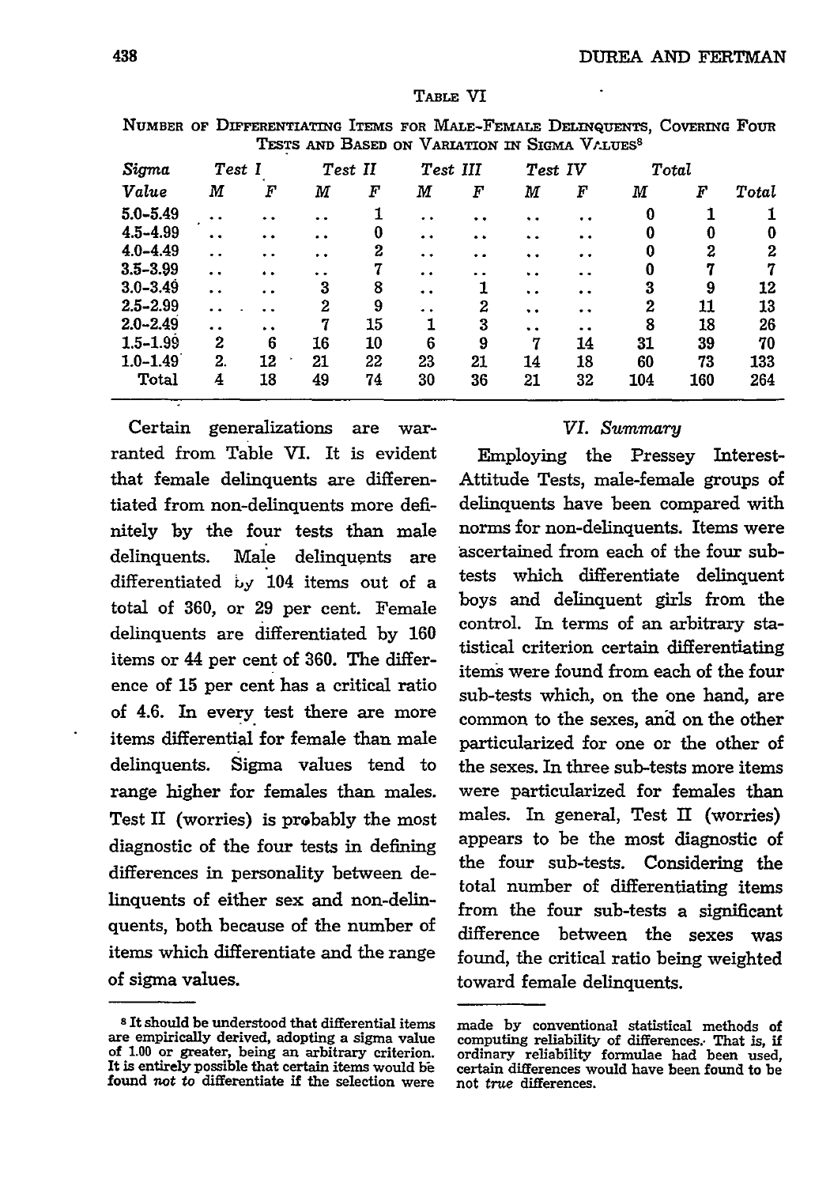TABLE VI

NUMBER OF DIFFERENTIATING ITEMS FOR MALE-FEMALE DELINQUENTS, COVERING FOUR TESTS AND BASED ON VARIATION IN SIGMA VALUES[8]

| Sigma | Test I | | Test II | | Test III | | Test IV | | Total | | |
|---|---|---|---|---|---|---|---|---|---|---|---|
| Value | M | F | M | F | M | F | M | F | M | F | Total |
| 5.0–5.49 | .. | .. | .. | 1 | .. | .. | .. | .. | 0 | 1 | 1 |
| 4.5–4.99 | .. | .. | .. | 0 | .. | .. | .. | .. | 0 | 0 | 0 |
| 4.0–4.49 | .. | .. | .. | 2 | .. | .. | .. | .. | 0 | 2 | 2 |
| 3.5–3.99 | .. | .. | .. | 7 | .. | .. | .. | .. | 0 | 7 | 7 |
| 3.0–3.49 | .. | .. | 3 | 8 | .. | 1 | .. | .. | 3 | 9 | 12 |
| 2.5–2.99 | .. | .. | 2 | 9 | .. | 2 | .. | .. | 2 | 11 | 13 |
| 2.0–2.49 | .. | .. | 7 | 15 | 1 | 3 | .. | .. | 8 | 18 | 26 |
| 1.5–1.99 | 2 | 6 | 16 | 10 | 6 | 9 | 7 | 14 | 31 | 39 | 70 |
| 1.0–1.49 | 2. | 12 | 21 | 22 | 23 | 21 | 14 | 18 | 60 | 73 | 133 |
| Total | 4 | 18 | 49 | 74 | 30 | 36 | 21 | 32 | 104 | 160 | 264 |

Certain generalizations are warranted from Table VI. It is evident that female delinquents are differentiated from non-delinquents more definitely by the four tests than male delinquents. Male delinquents are differentiated by 104 items out of a total of 360, or 29 per cent. Female delinquents are differentiated by 160 items or 44 per cent of 360. The difference of 15 per cent has a critical ratio of 4.6. In every test there are more items differential for female than male delinquents. Sigma values tend to range higher for females than males. Test II (worries) is probably the most diagnostic of the four tests in defining differences in personality between delinquents of either sex and non-delinquents, both because of the number of items which differentiate and the range of sigma values.

## VI. *Summary*

Employing the Pressey Interest-Attitude Tests, male-female groups of delinquents have been compared with norms for non-delinquents. Items were ascertained from each of the four sub-tests which differentiate delinquent boys and delinquent girls from the control. In terms of an arbitrary statistical criterion certain differentiating items were found from each of the four sub-tests which, on the one hand, are common to the sexes, and on the other particularized for one or the other of the sexes. In three sub-tests more items were particularized for females than males. In general, Test II (worries) appears to be the most diagnostic of the four sub-tests. Considering the total number of differentiating items from the four sub-tests a significant difference between the sexes was found, the critical ratio being weighted toward female delinquents.

---

[8] It should be understood that differential items are empirically derived, adopting a sigma value of 1.00 or greater, being an arbitrary criterion. It is entirely possible that certain items would be found *not to* differentiate if the selection were made by conventional statistical methods of computing reliability of differences. That is, if ordinary reliability formulae had been used, certain differences would have been found to be not *true* differences.